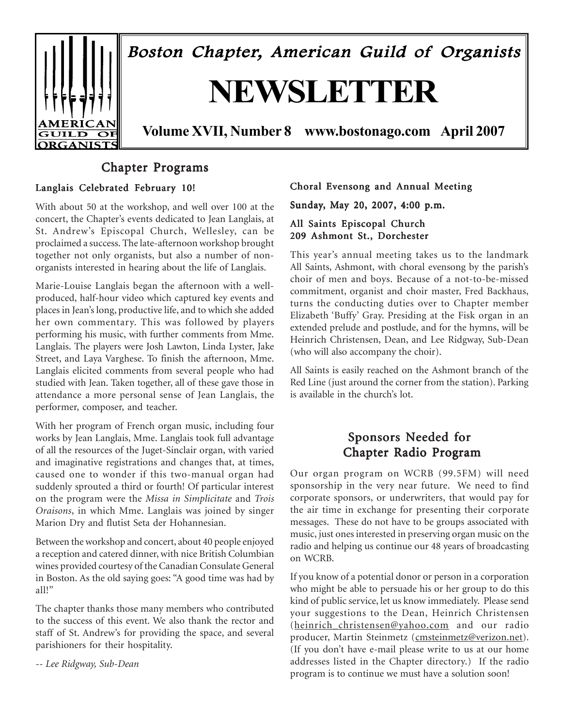# Boston Chapter, American Guild of Organists

# NEWSLETTER

**Volume XVII, Number 8 www.bostonago.com April 2007**

## Chapter Programs

### Langlais Celebrated February 10!

With about 50 at the workshop, and well over 100 at the concert, the Chapter's events dedicated to Jean Langlais, at St. Andrew's Episcopal Church, Wellesley, can be proclaimed a success. The late-afternoon workshop brought together not only organists, but also a number of non-organists interested in hearing about the life of Langlais.

Marie-Louise Langlais began the afternoon with a well-produced, half-hour video which captured key events and places in Jean's long, productive life, and to which she added her own commentary. This was followed by players performing his music, with further comments from Mme. Langlais. The players were Josh Lawton, Linda Lyster, Jake Street, and Laya Varghese. To finish the afternoon, Mme. Langlais elicited comments from several people who had studied with Jean. Taken together, all of these gave those in attendance a more personal sense of Jean Langlais, the performer, composer, and teacher.

With her program of French organ music, including four works by Jean Langlais, Mme. Langlais took full advantage of all the resources of the Juget-Sinclair organ, with varied and imaginative registrations and changes that, at times, caused one to wonder if this two-manual organ had suddenly sprouted a third or fourth! Of particular interest on the program were the *Missa in Simplicitate* and *Trois Oraisons*, in which Mme. Langlais was joined by singer Marion Dry and flutist Seta der Hohannesian.

Between the workshop and concert, about 40 people enjoyed a reception and catered dinner, with nice British Columbian wines provided courtesy of the Canadian Consulate General in Boston. As the old saying goes: "A good time was had by all!"

The chapter thanks those many members who contributed to the success of this event. We also thank the rector and staff of St. Andrew's for providing the space, and several parishioners for their hospitality.

*-- Lee Ridgway, Sub-Dean*

### Choral Evensong and Annual Meeting

**Sunday, May 20, 2007, 4:00 p.m.**

**All Saints Episcopal Church**
**209 Ashmont St., Dorchester**

This year's annual meeting takes us to the landmark All Saints, Ashmont, with choral evensong by the parish's choir of men and boys. Because of a not-to-be-missed commitment, organist and choir master, Fred Backhaus, turns the conducting duties over to Chapter member Elizabeth 'Buffy' Gray. Presiding at the Fisk organ in an extended prelude and postlude, and for the hymns, will be Heinrich Christensen, Dean, and Lee Ridgway, Sub-Dean (who will also accompany the choir).

All Saints is easily reached on the Ashmont branch of the Red Line (just around the corner from the station). Parking is available in the church's lot.

## Sponsors Needed for Chapter Radio Program

Our organ program on WCRB (99.5FM) will need sponsorship in the very near future. We need to find corporate sponsors, or underwriters, that would pay for the air time in exchange for presenting their corporate messages. These do not have to be groups associated with music, just ones interested in preserving organ music on the radio and helping us continue our 48 years of broadcasting on WCRB.

If you know of a potential donor or person in a corporation who might be able to persuade his or her group to do this kind of public service, let us know immediately. Please send your suggestions to the Dean, Heinrich Christensen (heinrich_christensen@yahoo.com and our radio producer, Martin Steinmetz (cmsteinmetz@verizon.net). (If you don't have e-mail please write to us at our home addresses listed in the Chapter directory.) If the radio program is to continue we must have a solution soon!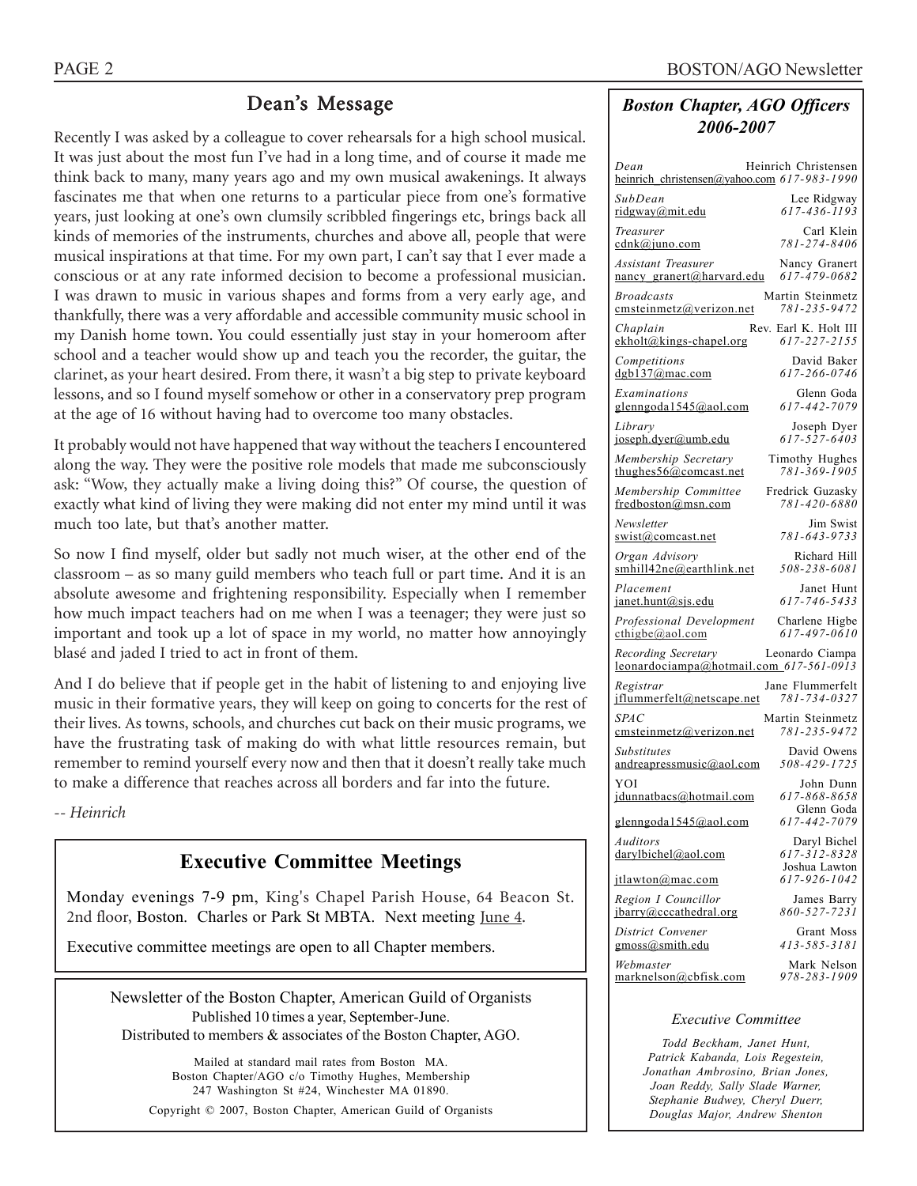## Dean's Message

Recently I was asked by a colleague to cover rehearsals for a high school musical. It was just about the most fun I've had in a long time, and of course it made me think back to many, many years ago and my own musical awakenings. It always fascinates me that when one returns to a particular piece from one's formative years, just looking at one's own clumsily scribbled fingerings etc, brings back all kinds of memories of the instruments, churches and above all, people that were musical inspirations at that time. For my own part, I can't say that I ever made a conscious or at any rate informed decision to become a professional musician. I was drawn to music in various shapes and forms from a very early age, and thankfully, there was a very affordable and accessible community music school in my Danish home town. You could essentially just stay in your homeroom after school and a teacher would show up and teach you the recorder, the guitar, the clarinet, as your heart desired. From there, it wasn't a big step to private keyboard lessons, and so I found myself somehow or other in a conservatory prep program at the age of 16 without having had to overcome too many obstacles.

It probably would not have happened that way without the teachers I encountered along the way. They were the positive role models that made me subconsciously ask: "Wow, they actually make a living doing this?" Of course, the question of exactly what kind of living they were making did not enter my mind until it was much too late, but that's another matter.

So now I find myself, older but sadly not much wiser, at the other end of the classroom – as so many guild members who teach full or part time. And it is an absolute awesome and frightening responsibility. Especially when I remember how much impact teachers had on me when I was a teenager; they were just so important and took up a lot of space in my world, no matter how annoyingly blasé and jaded I tried to act in front of them.

And I do believe that if people get in the habit of listening to and enjoying live music in their formative years, they will keep on going to concerts for the rest of their lives. As towns, schools, and churches cut back on their music programs, we have the frustrating task of making do with what little resources remain, but remember to remind yourself every now and then that it doesn't really take much to make a difference that reaches across all borders and far into the future.

*-- Heinrich*

## Executive Committee Meetings

Monday evenings 7-9 pm, King's Chapel Parish House, 64 Beacon St. 2nd floor, Boston. Charles or Park St MBTA. Next meeting June 4.

Executive committee meetings are open to all Chapter members.

Newsletter of the Boston Chapter, American Guild of Organists
Published 10 times a year, September-June.
Distributed to members & associates of the Boston Chapter, AGO.

Mailed at standard mail rates from Boston MA.
Boston Chapter/AGO c/o Timothy Hughes, Membership
247 Washington St #24, Winchester MA 01890.

Copyright © 2007, Boston Chapter, American Guild of Organists

## *Boston Chapter, AGO Officers 2006-2007*

| Position | Name | Email | Phone |
|---|---|---|---|
| *Dean* | Heinrich Christensen | heinrich_christensen@yahoo.com | *617-983-1990* |
| *SubDean* | Lee Ridgway | ridgway@mit.edu | *617-436-1193* |
| *Treasurer* | Carl Klein | cdnk@juno.com | *781-274-8406* |
| *Assistant Treasurer* | Nancy Granert | nancy_granert@harvard.edu | *617-479-0682* |
| *Broadcasts* | Martin Steinmetz | cmsteinmetz@verizon.net | *781-235-9472* |
| *Chaplain* | Rev. Earl K. Holt III | ekholt@kings-chapel.org | *617-227-2155* |
| *Competitions* | David Baker | dgb137@mac.com | *617-266-0746* |
| *Examinations* | Glenn Goda | glenngoda1545@aol.com | *617-442-7079* |
| *Library* | Joseph Dyer | joseph.dyer@umb.edu | *617-527-6403* |
| *Membership Secretary* | Timothy Hughes | thughes56@comcast.net | *781-369-1905* |
| *Membership Committee* | Fredrick Guzasky | fredboston@msn.com | *781-420-6880* |
| *Newsletter* | Jim Swist | swist@comcast.net | *781-643-9733* |
| *Organ Advisory* | Richard Hill | smhill42ne@earthlink.net | *508-238-6081* |
| *Placement* | Janet Hunt | janet.hunt@sjs.edu | *617-746-5433* |
| *Professional Development* | Charlene Higbe | cthigbe@aol.com | *617-497-0610* |
| *Recording Secretary* | Leonardo Ciampa | leonardociampa@hotmail.com | *617-561-0913* |
| *Registrar* | Jane Flummerfelt | jflummerfelt@netscape.net | *781-734-0327* |
| *SPAC* | Martin Steinmetz | cmsteinmetz@verizon.net | *781-235-9472* |
| *Substitutes* | David Owens | andreapressmusic@aol.com | *508-429-1725* |
| YOI | John Dunn | jdunnatbacs@hotmail.com | *617-868-8658* |
| | Glenn Goda | glenngoda1545@aol.com | *617-442-7079* |
| *Auditors* | Daryl Bichel | darylbichel@aol.com | *617-312-8328* |
| | Joshua Lawton | jtlawton@mac.com | *617-926-1042* |
| *Region I Councillor* | James Barry | jbarry@cccathedral.org | *860-527-7231* |
| *District Convener* | Grant Moss | gmoss@smith.edu | *413-585-3181* |
| *Webmaster* | Mark Nelson | marknelson@cbfisk.com | *978-283-1909* |

*Executive Committee*

*Todd Beckham, Janet Hunt, Patrick Kabanda, Lois Regestein, Jonathan Ambrosino, Brian Jones, Joan Reddy, Sally Slade Warner, Stephanie Budwey, Cheryl Duerr, Douglas Major, Andrew Shenton*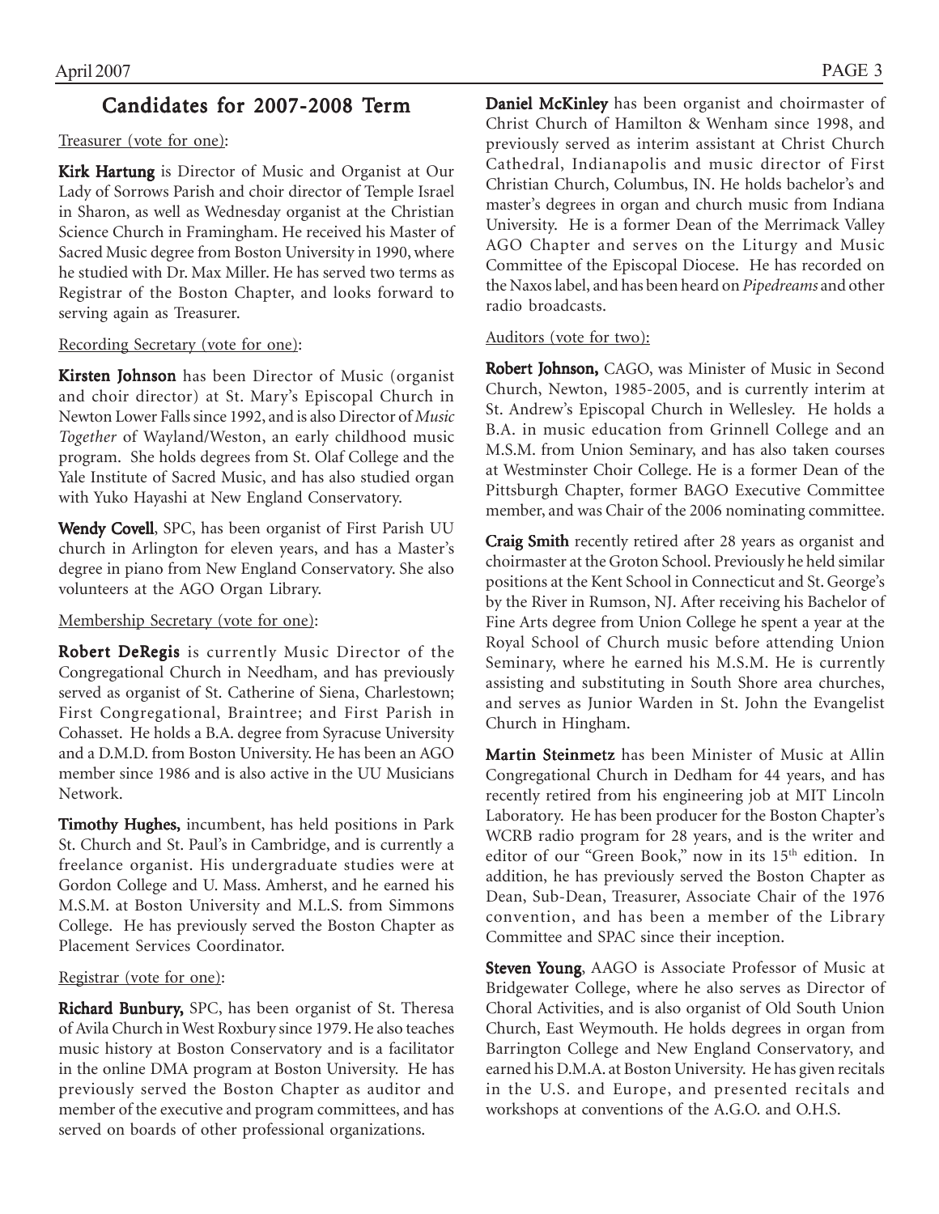## Candidates for 2007-2008 Term

Treasurer (vote for one):

**Kirk Hartung** is Director of Music and Organist at Our Lady of Sorrows Parish and choir director of Temple Israel in Sharon, as well as Wednesday organist at the Christian Science Church in Framingham. He received his Master of Sacred Music degree from Boston University in 1990, where he studied with Dr. Max Miller. He has served two terms as Registrar of the Boston Chapter, and looks forward to serving again as Treasurer.

Recording Secretary (vote for one):

**Kirsten Johnson** has been Director of Music (organist and choir director) at St. Mary's Episcopal Church in Newton Lower Falls since 1992, and is also Director of *Music Together* of Wayland/Weston, an early childhood music program. She holds degrees from St. Olaf College and the Yale Institute of Sacred Music, and has also studied organ with Yuko Hayashi at New England Conservatory.

**Wendy Covell**, SPC, has been organist of First Parish UU church in Arlington for eleven years, and has a Master's degree in piano from New England Conservatory. She also volunteers at the AGO Organ Library.

Membership Secretary (vote for one):

**Robert DeRegis** is currently Music Director of the Congregational Church in Needham, and has previously served as organist of St. Catherine of Siena, Charlestown; First Congregational, Braintree; and First Parish in Cohasset. He holds a B.A. degree from Syracuse University and a D.M.D. from Boston University. He has been an AGO member since 1986 and is also active in the UU Musicians Network.

**Timothy Hughes,** incumbent, has held positions in Park St. Church and St. Paul's in Cambridge, and is currently a freelance organist. His undergraduate studies were at Gordon College and U. Mass. Amherst, and he earned his M.S.M. at Boston University and M.L.S. from Simmons College. He has previously served the Boston Chapter as Placement Services Coordinator.

Registrar (vote for one):

**Richard Bunbury,** SPC, has been organist of St. Theresa of Avila Church in West Roxbury since 1979. He also teaches music history at Boston Conservatory and is a facilitator in the online DMA program at Boston University. He has previously served the Boston Chapter as auditor and member of the executive and program committees, and has served on boards of other professional organizations.

**Daniel McKinley** has been organist and choirmaster of Christ Church of Hamilton & Wenham since 1998, and previously served as interim assistant at Christ Church Cathedral, Indianapolis and music director of First Christian Church, Columbus, IN. He holds bachelor's and master's degrees in organ and church music from Indiana University. He is a former Dean of the Merrimack Valley AGO Chapter and serves on the Liturgy and Music Committee of the Episcopal Diocese. He has recorded on the Naxos label, and has been heard on *Pipedreams* and other radio broadcasts.

Auditors (vote for two):

**Robert Johnson,** CAGO, was Minister of Music in Second Church, Newton, 1985-2005, and is currently interim at St. Andrew's Episcopal Church in Wellesley. He holds a B.A. in music education from Grinnell College and an M.S.M. from Union Seminary, and has also taken courses at Westminster Choir College. He is a former Dean of the Pittsburgh Chapter, former BAGO Executive Committee member, and was Chair of the 2006 nominating committee.

**Craig Smith** recently retired after 28 years as organist and choirmaster at the Groton School. Previously he held similar positions at the Kent School in Connecticut and St. George's by the River in Rumson, NJ. After receiving his Bachelor of Fine Arts degree from Union College he spent a year at the Royal School of Church music before attending Union Seminary, where he earned his M.S.M. He is currently assisting and substituting in South Shore area churches, and serves as Junior Warden in St. John the Evangelist Church in Hingham.

**Martin Steinmetz** has been Minister of Music at Allin Congregational Church in Dedham for 44 years, and has recently retired from his engineering job at MIT Lincoln Laboratory. He has been producer for the Boston Chapter's WCRB radio program for 28 years, and is the writer and editor of our "Green Book," now in its 15th edition. In addition, he has previously served the Boston Chapter as Dean, Sub-Dean, Treasurer, Associate Chair of the 1976 convention, and has been a member of the Library Committee and SPAC since their inception.

**Steven Young**, AAGO is Associate Professor of Music at Bridgewater College, where he also serves as Director of Choral Activities, and is also organist of Old South Union Church, East Weymouth. He holds degrees in organ from Barrington College and New England Conservatory, and earned his D.M.A. at Boston University. He has given recitals in the U.S. and Europe, and presented recitals and workshops at conventions of the A.G.O. and O.H.S.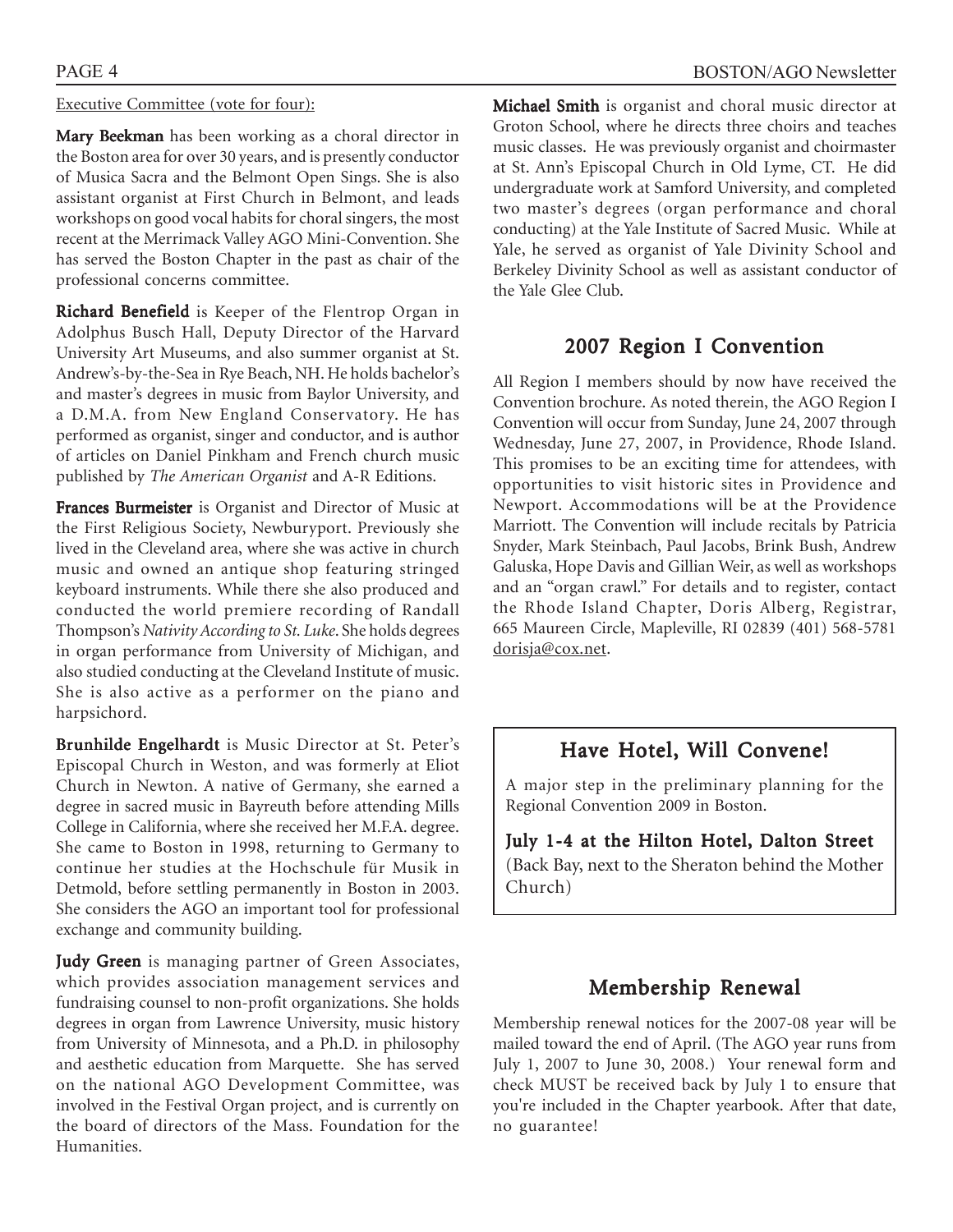Executive Committee (vote for four):

**Mary Beekman** has been working as a choral director in the Boston area for over 30 years, and is presently conductor of Musica Sacra and the Belmont Open Sings. She is also assistant organist at First Church in Belmont, and leads workshops on good vocal habits for choral singers, the most recent at the Merrimack Valley AGO Mini-Convention. She has served the Boston Chapter in the past as chair of the professional concerns committee.

**Richard Benefield** is Keeper of the Flentrop Organ in Adolphus Busch Hall, Deputy Director of the Harvard University Art Museums, and also summer organist at St. Andrew's-by-the-Sea in Rye Beach, NH. He holds bachelor's and master's degrees in music from Baylor University, and a D.M.A. from New England Conservatory. He has performed as organist, singer and conductor, and is author of articles on Daniel Pinkham and French church music published by *The American Organist* and A-R Editions.

**Frances Burmeister** is Organist and Director of Music at the First Religious Society, Newburyport. Previously she lived in the Cleveland area, where she was active in church music and owned an antique shop featuring stringed keyboard instruments. While there she also produced and conducted the world premiere recording of Randall Thompson's *Nativity According to St. Luke*. She holds degrees in organ performance from University of Michigan, and also studied conducting at the Cleveland Institute of music. She is also active as a performer on the piano and harpsichord.

**Brunhilde Engelhardt** is Music Director at St. Peter's Episcopal Church in Weston, and was formerly at Eliot Church in Newton. A native of Germany, she earned a degree in sacred music in Bayreuth before attending Mills College in California, where she received her M.F.A. degree. She came to Boston in 1998, returning to Germany to continue her studies at the Hochschule für Musik in Detmold, before settling permanently in Boston in 2003. She considers the AGO an important tool for professional exchange and community building.

**Judy Green** is managing partner of Green Associates, which provides association management services and fundraising counsel to non-profit organizations. She holds degrees in organ from Lawrence University, music history from University of Minnesota, and a Ph.D. in philosophy and aesthetic education from Marquette. She has served on the national AGO Development Committee, was involved in the Festival Organ project, and is currently on the board of directors of the Mass. Foundation for the Humanities.

**Michael Smith** is organist and choral music director at Groton School, where he directs three choirs and teaches music classes. He was previously organist and choirmaster at St. Ann's Episcopal Church in Old Lyme, CT. He did undergraduate work at Samford University, and completed two master's degrees (organ performance and choral conducting) at the Yale Institute of Sacred Music. While at Yale, he served as organist of Yale Divinity School and Berkeley Divinity School as well as assistant conductor of the Yale Glee Club.

## 2007 Region I Convention

All Region I members should by now have received the Convention brochure. As noted therein, the AGO Region I Convention will occur from Sunday, June 24, 2007 through Wednesday, June 27, 2007, in Providence, Rhode Island. This promises to be an exciting time for attendees, with opportunities to visit historic sites in Providence and Newport. Accommodations will be at the Providence Marriott. The Convention will include recitals by Patricia Snyder, Mark Steinbach, Paul Jacobs, Brink Bush, Andrew Galuska, Hope Davis and Gillian Weir, as well as workshops and an "organ crawl." For details and to register, contact the Rhode Island Chapter, Doris Alberg, Registrar, 665 Maureen Circle, Mapleville, RI 02839 (401) 568-5781 dorisja@cox.net.

## Have Hotel, Will Convene!

A major step in the preliminary planning for the Regional Convention 2009 in Boston.

**July 1-4 at the Hilton Hotel, Dalton Street**
(Back Bay, next to the Sheraton behind the Mother Church)

## Membership Renewal

Membership renewal notices for the 2007-08 year will be mailed toward the end of April. (The AGO year runs from July 1, 2007 to June 30, 2008.) Your renewal form and check MUST be received back by July 1 to ensure that you're included in the Chapter yearbook. After that date, no guarantee!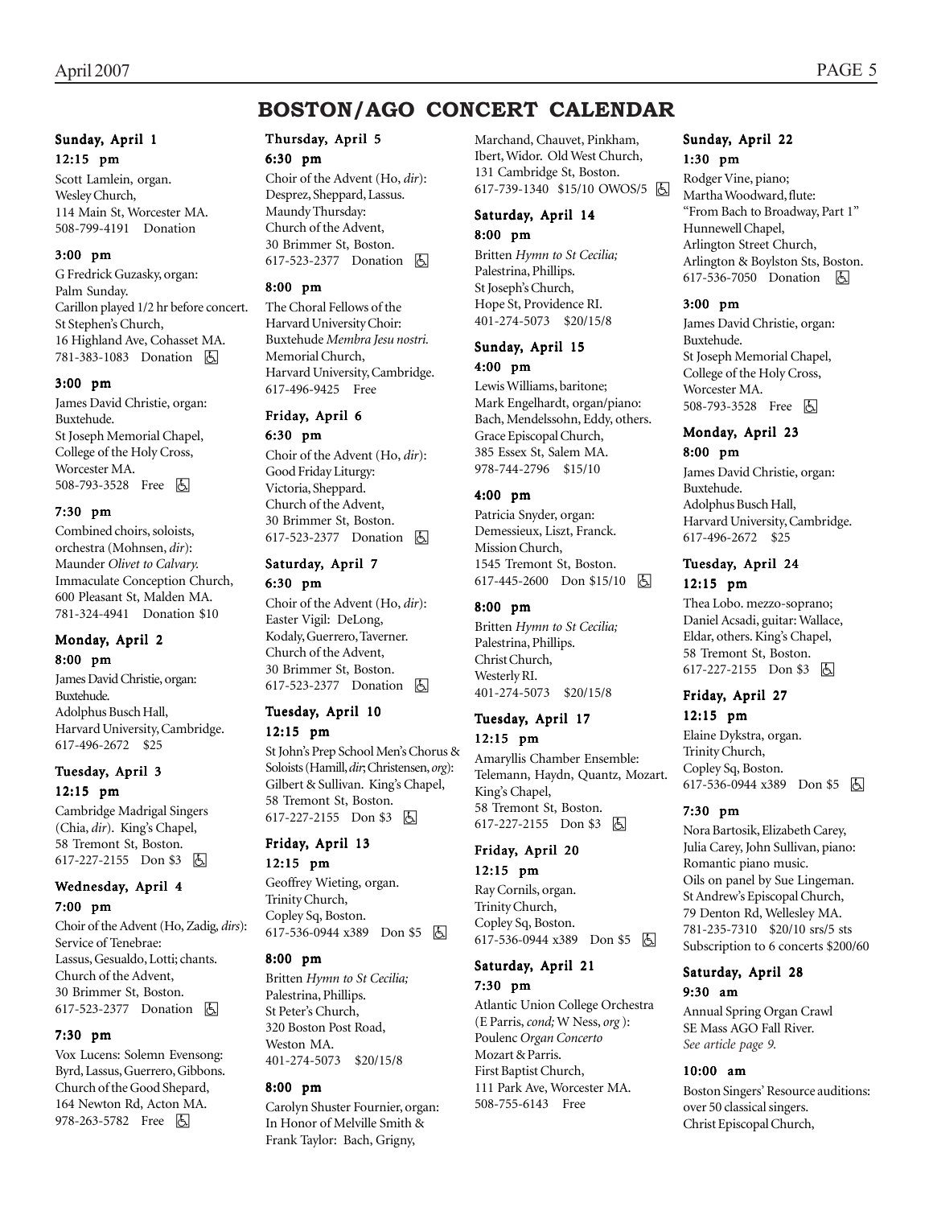# BOSTON/AGO CONCERT CALENDAR

**Sunday, April 1**

**12:15 pm**

Scott Lamlein, organ.
Wesley Church,
114 Main St, Worcester MA.
508-799-4191 Donation

**3:00 pm**

G Fredrick Guzasky, organ:
Palm Sunday.
Carillon played 1/2 hr before concert.
St Stephen's Church,
16 Highland Ave, Cohasset MA.
781-383-1083 Donation ♿

**3:00 pm**

James David Christie, organ:
Buxtehude.
St Joseph Memorial Chapel,
College of the Holy Cross,
Worcester MA.
508-793-3528 Free ♿

**7:30 pm**

Combined choirs, soloists,
orchestra (Mohnsen, *dir*):
Maunder *Olivet to Calvary.*
Immaculate Conception Church,
600 Pleasant St, Malden MA.
781-324-4941 Donation $10

**Monday, April 2**

**8:00 pm**

James David Christie, organ:
Buxtehude.
Adolphus Busch Hall,
Harvard University, Cambridge.
617-496-2672 $25

**Tuesday, April 3**

**12:15 pm**

Cambridge Madrigal Singers
(Chia, *dir*). King's Chapel,
58 Tremont St, Boston.
617-227-2155 Don $3 ♿

**Wednesday, April 4**

**7:00 pm**

Choir of the Advent (Ho, Zadig, *dirs*):
Service of Tenebrae:
Lassus, Gesualdo, Lotti; chants.
Church of the Advent,
30 Brimmer St, Boston.
617-523-2377 Donation ♿

**7:30 pm**

Vox Lucens: Solemn Evensong:
Byrd, Lassus, Guerrero, Gibbons.
Church of the Good Shepard,
164 Newton Rd, Acton MA.
978-263-5782 Free ♿

**Thursday, April 5**

**6:30 pm**

Choir of the Advent (Ho, *dir*):
Desprez, Sheppard, Lassus.
Maundy Thursday:
Church of the Advent,
30 Brimmer St, Boston.
617-523-2377 Donation ♿

**8:00 pm**

The Choral Fellows of the
Harvard University Choir:
Buxtehude *Membra Jesu nostri.*
Memorial Church,
Harvard University, Cambridge.
617-496-9425 Free

**Friday, April 6**

**6:30 pm**

Choir of the Advent (Ho, *dir*):
Good Friday Liturgy:
Victoria, Sheppard.
Church of the Advent,
30 Brimmer St, Boston.
617-523-2377 Donation ♿

**Saturday, April 7**

**6:30 pm**

Choir of the Advent (Ho, *dir*):
Easter Vigil: DeLong,
Kodaly, Guerrero, Taverner.
Church of the Advent,
30 Brimmer St, Boston.
617-523-2377 Donation ♿

**Tuesday, April 10**

**12:15 pm**

St John's Prep School Men's Chorus &
Soloists (Hamill, *dir*; Christensen, *org*):
Gilbert & Sullivan. King's Chapel,
58 Tremont St, Boston.
617-227-2155 Don $3 ♿

**Friday, April 13**

**12:15 pm**

Geoffrey Wieting, organ.
Trinity Church,
Copley Sq, Boston.
617-536-0944 x389 Don $5 ♿

**8:00 pm**

Britten *Hymn to St Cecilia;*
Palestrina, Phillips.
St Peter's Church,
320 Boston Post Road,
Weston MA.
401-274-5073 $20/15/8

**8:00 pm**

Carolyn Shuster Fournier, organ:
In Honor of Melville Smith &
Frank Taylor: Bach, Grigny,
Marchand, Chauvet, Pinkham,
Ibert, Widor. Old West Church,
131 Cambridge St, Boston.
617-739-1340 $15/10 OWOS/5 ♿

**Saturday, April 14**

**8:00 pm**

Britten *Hymn to St Cecilia;*
Palestrina, Phillips.
St Joseph's Church,
Hope St, Providence RI.
401-274-5073 $20/15/8

**Sunday, April 15**

**4:00 pm**

Lewis Williams, baritone;
Mark Engelhardt, organ/piano:
Bach, Mendelssohn, Eddy, others.
Grace Episcopal Church,
385 Essex St, Salem MA.
978-744-2796 $15/10

**4:00 pm**

Patricia Snyder, organ:
Demessieux, Liszt, Franck.
Mission Church,
1545 Tremont St, Boston.
617-445-2600 Don $15/10 ♿

**8:00 pm**

Britten *Hymn to St Cecilia;*
Palestrina, Phillips.
Christ Church,
Westerly RI.
401-274-5073 $20/15/8

**Tuesday, April 17**

**12:15 pm**

Amaryllis Chamber Ensemble:
Telemann, Haydn, Quantz, Mozart.
King's Chapel,
58 Tremont St, Boston.
617-227-2155 Don $3 ♿

**Friday, April 20**

**12:15 pm**

Ray Cornils, organ.
Trinity Church,
Copley Sq, Boston.
617-536-0944 x389 Don $5 ♿

**Saturday, April 21**

**7:30 pm**

Atlantic Union College Orchestra
(E Parris, *cond;* W Ness, *org* ):
Poulenc *Organ Concerto*
Mozart & Parris.
First Baptist Church,
111 Park Ave, Worcester MA.
508-755-6143 Free

**Sunday, April 22**

**1:30 pm**

Rodger Vine, piano;
Martha Woodward, flute:
"From Bach to Broadway, Part 1"
Hunnewell Chapel,
Arlington Street Church,
Arlington & Boylston Sts, Boston.
617-536-7050 Donation ♿

**3:00 pm**

James David Christie, organ:
Buxtehude.
St Joseph Memorial Chapel,
College of the Holy Cross,
Worcester MA.
508-793-3528 Free ♿

**Monday, April 23**

**8:00 pm**

James David Christie, organ:
Buxtehude.
Adolphus Busch Hall,
Harvard University, Cambridge.
617-496-2672 $25

**Tuesday, April 24**

**12:15 pm**

Thea Lobo. mezzo-soprano;
Daniel Acsadi, guitar: Wallace,
Eldar, others. King's Chapel,
58 Tremont St, Boston.
617-227-2155 Don $3 ♿

**Friday, April 27**

**12:15 pm**

Elaine Dykstra, organ.
Trinity Church,
Copley Sq, Boston.
617-536-0944 x389 Don $5 ♿

**7:30 pm**

Nora Bartosik, Elizabeth Carey,
Julia Carey, John Sullivan, piano:
Romantic piano music.
Oils on panel by Sue Lingeman.
St Andrew's Episcopal Church,
79 Denton Rd, Wellesley MA.
781-235-7310 $20/10 srs/5 sts
Subscription to 6 concerts $200/60

**Saturday, April 28**

**9:30 am**

Annual Spring Organ Crawl
SE Mass AGO Fall River.
*See article page 9.*

**10:00 am**

Boston Singers' Resource auditions:
over 50 classical singers.
Christ Episcopal Church,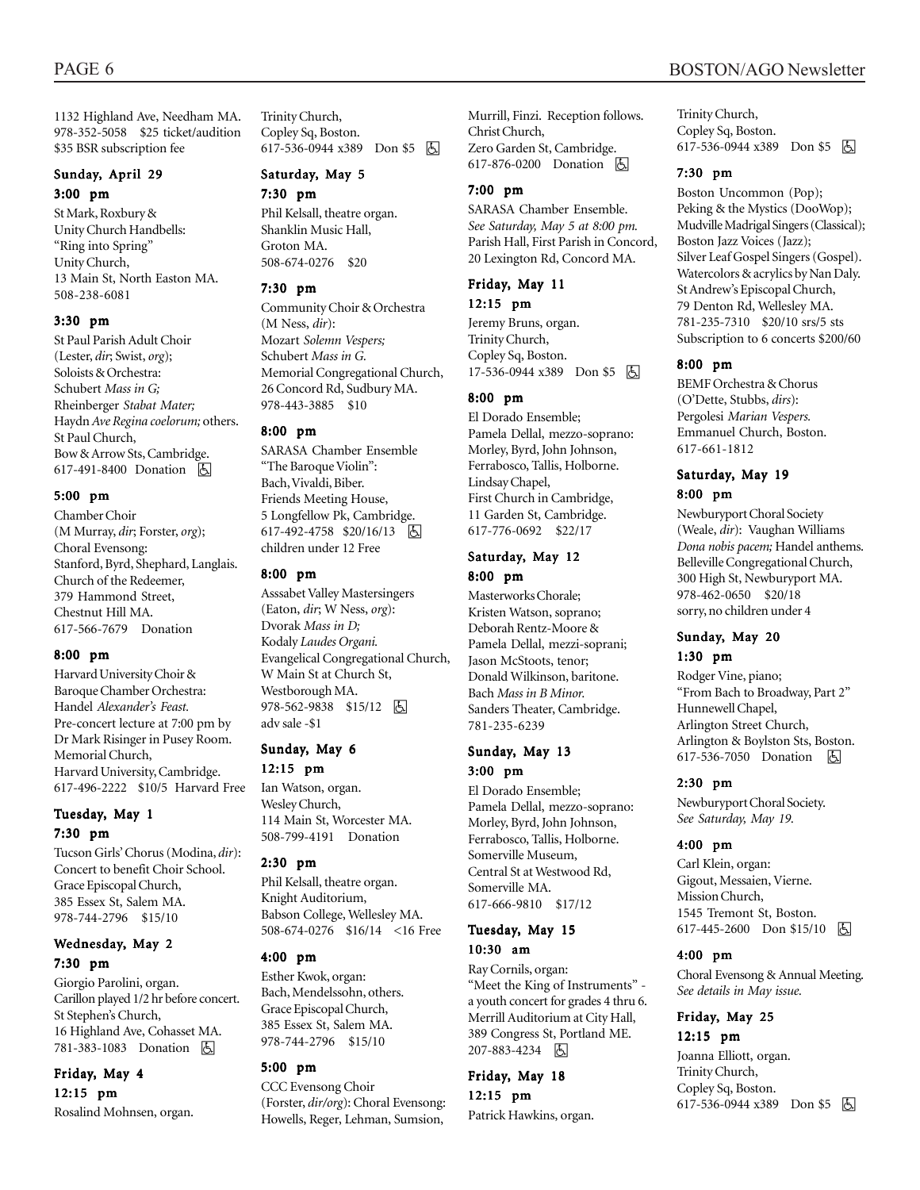1132 Highland Ave, Needham MA.
978-352-5058 $25 ticket/audition
$35 BSR subscription fee

### Sunday, April 29

#### 3:00 pm

St Mark, Roxbury &
Unity Church Handbells:
"Ring into Spring"
Unity Church,
13 Main St, North Easton MA.
508-238-6081

#### 3:30 pm

St Paul Parish Adult Choir
(Lester, *dir*; Swist, *org*);
Soloists & Orchestra:
Schubert *Mass in G;*
Rheinberger *Stabat Mater;*
Haydn *Ave Regina coelorum;* others.
St Paul Church,
Bow & Arrow Sts, Cambridge.
617-491-8400 Donation ♿

#### 5:00 pm

Chamber Choir
(M Murray, *dir*; Forster, *org*);
Choral Evensong:
Stanford, Byrd, Shephard, Langlais.
Church of the Redeemer,
379 Hammond Street,
Chestnut Hill MA.
617-566-7679 Donation

#### 8:00 pm

Harvard University Choir &
Baroque Chamber Orchestra:
Handel *Alexander's Feast.*
Pre-concert lecture at 7:00 pm by
Dr Mark Risinger in Pusey Room.
Memorial Church,
Harvard University, Cambridge.
617-496-2222 $10/5 Harvard Free

### Tuesday, May 1

#### 7:30 pm

Tucson Girls' Chorus (Modina, *dir*):
Concert to benefit Choir School.
Grace Episcopal Church,
385 Essex St, Salem MA.
978-744-2796 $15/10

### Wednesday, May 2

#### 7:30 pm

Giorgio Parolini, organ.
Carillon played 1/2 hr before concert.
St Stephen's Church,
16 Highland Ave, Cohasset MA.
781-383-1083 Donation ♿

### Friday, May 4

#### 12:15 pm

Rosalind Mohnsen, organ.
Trinity Church,
Copley Sq, Boston.
617-536-0944 x389 Don $5 ♿

### Saturday, May 5

#### 7:30 pm

Phil Kelsall, theatre organ.
Shanklin Music Hall,
Groton MA.
508-674-0276 $20

#### 7:30 pm

Community Choir & Orchestra
(M Ness, *dir*):
Mozart *Solemn Vespers;*
Schubert *Mass in G.*
Memorial Congregational Church,
26 Concord Rd, Sudbury MA.
978-443-3885 $10

#### 8:00 pm

SARASA Chamber Ensemble
"The Baroque Violin":
Bach, Vivaldi, Biber.
Friends Meeting House,
5 Longfellow Pk, Cambridge.
617-492-4758 $20/16/13 ♿
children under 12 Free

#### 8:00 pm

Asssabet Valley Mastersingers
(Eaton, *dir*; W Ness, *org*):
Dvorak *Mass in D;*
Kodaly *Laudes Organi.*
Evangelical Congregational Church,
W Main St at Church St,
Westborough MA.
978-562-9838 $15/12 ♿
adv sale -$1

### Sunday, May 6

#### 12:15 pm

Ian Watson, organ.
Wesley Church,
114 Main St, Worcester MA.
508-799-4191 Donation

#### 2:30 pm

Phil Kelsall, theatre organ.
Knight Auditorium,
Babson College, Wellesley MA.
508-674-0276 $16/14 <16 Free

#### 4:00 pm

Esther Kwok, organ:
Bach, Mendelssohn, others.
Grace Episcopal Church,
385 Essex St, Salem MA.
978-744-2796 $15/10

#### 5:00 pm

CCC Evensong Choir
(Forster, *dir/org*): Choral Evensong:
Howells, Reger, Lehman, Sumsion,
Murrill, Finzi. Reception follows.
Christ Church,
Zero Garden St, Cambridge.
617-876-0200 Donation ♿

#### 7:00 pm

SARASA Chamber Ensemble.
*See Saturday, May 5 at 8:00 pm.*
Parish Hall, First Parish in Concord,
20 Lexington Rd, Concord MA.

### Friday, May 11

#### 12:15 pm

Jeremy Bruns, organ.
Trinity Church,
Copley Sq, Boston.
17-536-0944 x389 Don $5 ♿

#### 8:00 pm

El Dorado Ensemble;
Pamela Dellal, mezzo-soprano:
Morley, Byrd, John Johnson,
Ferrabosco, Tallis, Holborne.
Lindsay Chapel,
First Church in Cambridge,
11 Garden St, Cambridge.
617-776-0692 $22/17

### Saturday, May 12

#### 8:00 pm

Masterworks Chorale;
Kristen Watson, soprano;
Deborah Rentz-Moore &
Pamela Dellal, mezzi-soprani;
Jason McStoots, tenor;
Donald Wilkinson, baritone.
Bach *Mass in B Minor.*
Sanders Theater, Cambridge.
781-235-6239

### Sunday, May 13

#### 3:00 pm

El Dorado Ensemble;
Pamela Dellal, mezzo-soprano:
Morley, Byrd, John Johnson,
Ferrabosco, Tallis, Holborne.
Somerville Museum,
Central St at Westwood Rd,
Somerville MA.
617-666-9810 $17/12

### Tuesday, May 15

#### 10:30 am

Ray Cornils, organ:
"Meet the King of Instruments" -
a youth concert for grades 4 thru 6.
Merrill Auditorium at City Hall,
389 Congress St, Portland ME.
207-883-4234 ♿

### Friday, May 18

#### 12:15 pm

Patrick Hawkins, organ.
Trinity Church,
Copley Sq, Boston.
617-536-0944 x389 Don $5 ♿

#### 7:30 pm

Boston Uncommon (Pop);
Peking & the Mystics (DooWop);
Mudville Madrigal Singers (Classical);
Boston Jazz Voices (Jazz);
Silver Leaf Gospel Singers (Gospel).
Watercolors & acrylics by Nan Daly.
St Andrew's Episcopal Church,
79 Denton Rd, Wellesley MA.
781-235-7310 $20/10 srs/5 sts
Subscription to 6 concerts $200/60

#### 8:00 pm

BEMF Orchestra & Chorus
(O'Dette, Stubbs, *dirs*):
Pergolesi *Marian Vespers.*
Emmanuel Church, Boston.
617-661-1812

### Saturday, May 19

#### 8:00 pm

Newburyport Choral Society
(Weale, *dir*): Vaughan Williams
*Dona nobis pacem;* Handel anthems.
Belleville Congregational Church,
300 High St, Newburyport MA.
978-462-0650 $20/18
sorry, no children under 4

### Sunday, May 20

#### 1:30 pm

Rodger Vine, piano;
"From Bach to Broadway, Part 2"
Hunnewell Chapel,
Arlington Street Church,
Arlington & Boylston Sts, Boston.
617-536-7050 Donation ♿

#### 2:30 pm

Newburyport Choral Society.
*See Saturday, May 19.*

#### 4:00 pm

Carl Klein, organ:
Gigout, Messaien, Vierne.
Mission Church,
1545 Tremont St, Boston.
617-445-2600 Don $15/10 ♿

#### 4:00 pm

Choral Evensong & Annual Meeting.
*See details in May issue.*

### Friday, May 25

#### 12:15 pm

Joanna Elliott, organ.
Trinity Church,
Copley Sq, Boston.
617-536-0944 x389 Don $5 ♿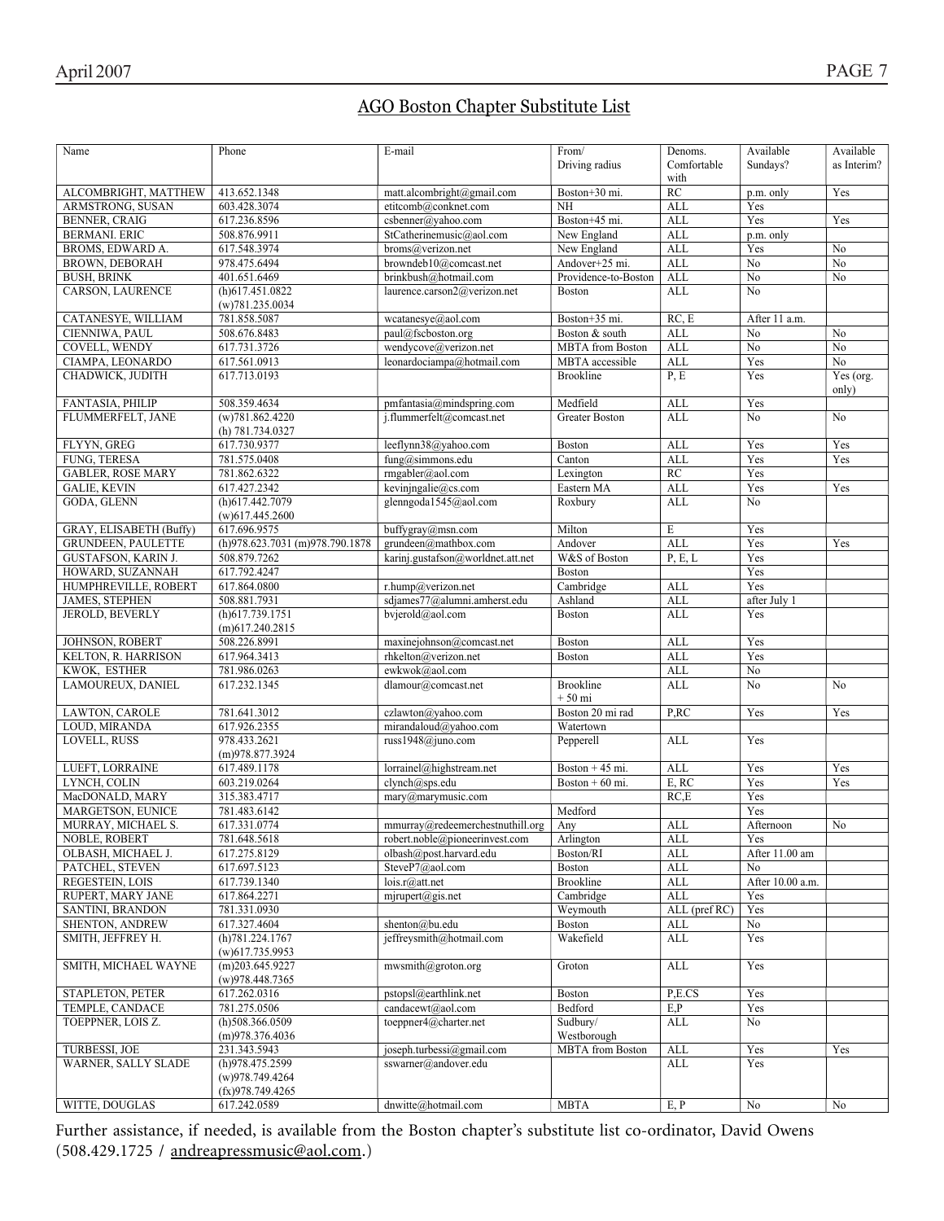## AGO Boston Chapter Substitute List

| Name | Phone | E-mail | From/ Driving radius | Denoms. Comfortable with | Available Sundays? | Available as Interim? |
|---|---|---|---|---|---|---|
| ALCOMBRIGHT, MATTHEW | 413.652.1348 | matt.alcombright@gmail.com | Boston+30 mi. | RC | p.m. only | Yes |
| ARMSTRONG, SUSAN | 603.428.3074 | etitcomb@conknet.com | NH | ALL | Yes | |
| BENNER, CRAIG | 617.236.8596 | csbenner@yahoo.com | Boston+45 mi. | ALL | Yes | Yes |
| BERMANI. ERIC | 508.876.9911 | StCatherinemusic@aol.com | New England | ALL | p.m. only | |
| BROMS, EDWARD A. | 617.548.3974 | broms@verizon.net | New England | ALL | Yes | No |
| BROWN, DEBORAH | 978.475.6494 | browndeb10@comcast.net | Andover+25 mi. | ALL | No | No |
| BUSH, BRINK | 401.651.6469 | brinkbush@hotmail.com | Providence-to-Boston | ALL | No | No |
| CARSON, LAURENCE | (h)617.451.0822 (w)781.235.0034 | laurence.carson2@verizon.net | Boston | ALL | No | |
| CATANESYE, WILLIAM | 781.858.5087 | wcatanesye@aol.com | Boston+35 mi. | RC, E | After 11 a.m. | |
| CIENNIWA, PAUL | 508.676.8483 | paul@fscboston.org | Boston & south | ALL | No | No |
| COVELL, WENDY | 617.731.3726 | wendycove@verizon.net | MBTA from Boston | ALL | No | No |
| CIAMPA, LEONARDO | 617.561.0913 | leonardociampa@hotmail.com | MBTA accessible | ALL | Yes | No |
| CHADWICK, JUDITH | 617.713.0193 | | Brookline | P, E | Yes | Yes (org. only) |
| FANTASIA, PHILIP | 508.359.4634 | pmfantasia@mindspring.com | Medfield | ALL | Yes | |
| FLUMMERFELT, JANE | (w)781.862.4220 (h) 781.734.0327 | j.flummerfelt@comcast.net | Greater Boston | ALL | No | No |
| FLYYN, GREG | 617.730.9377 | leeflynn38@yahoo.com | Boston | ALL | Yes | Yes |
| FUNG, TERESA | 781.575.0408 | fung@simmons.edu | Canton | ALL | Yes | Yes |
| GABLER, ROSE MARY | 781.862.6322 | rmgabler@aol.com | Lexington | RC | Yes | |
| GALIE, KEVIN | 617.427.2342 | kevinjngalie@cs.com | Eastern MA | ALL | Yes | Yes |
| GODA, GLENN | (h)617.442.7079 (w)617.445.2600 | glenngoda1545@aol.com | Roxbury | ALL | No | |
| GRAY, ELISABETH (Buffy) | 617.696.9575 | buffygray@msn.com | Milton | E | Yes | |
| GRUNDEEN, PAULETTE | (h)978.623.7031 (m)978.790.1878 | grundeen@mathbox.com | Andover | ALL | Yes | Yes |
| GUSTAFSON, KARIN J. | 508.879.7262 | karinj.gustafson@worldnet.att.net | W&S of Boston | P, E, L | Yes | |
| HOWARD, SUZANNAH | 617.792.4247 | | Boston | | Yes | |
| HUMPHREVILLE, ROBERT | 617.864.0800 | r.hump@verizon.net | Cambridge | ALL | Yes | |
| JAMES, STEPHEN | 508.881.7931 | sdjames77@alumni.amherst.edu | Ashland | ALL | after July 1 | |
| JEROLD, BEVERLY | (h)617.739.1751 (m)617.240.2815 | bvjerold@aol.com | Boston | ALL | Yes | |
| JOHNSON, ROBERT | 508.226.8991 | maxinejohnson@comcast.net | Boston | ALL | Yes | |
| KELTON, R. HARRISON | 617.964.3413 | rhkelton@verizon.net | Boston | ALL | Yes | |
| KWOK, ESTHER | 781.986.0263 | ewkwok@aol.com | | ALL | No | |
| LAMOUREUX, DANIEL | 617.232.1345 | dlamour@comcast.net | Brookline + 50 mi | ALL | No | No |
| LAWTON, CAROLE | 781.641.3012 | czlawton@yahoo.com | Boston 20 mi rad | P,RC | Yes | Yes |
| LOUD, MIRANDA | 617.926.2355 | mirandaloud@yahoo.com | Watertown | | | |
| LOVELL, RUSS | 978.433.2621 (m)978.877.3924 | russ1948@juno.com | Pepperell | ALL | Yes | |
| LUEFT, LORRAINE | 617.489.1178 | lorrainel@highstream.net | Boston + 45 mi. | ALL | Yes | Yes |
| LYNCH, COLIN | 603.219.0264 | clynch@sps.edu | Boston + 60 mi. | E, RC | Yes | Yes |
| MacDONALD, MARY | 315.383.4717 | mary@marymusic.com | | RC,E | Yes | |
| MARGETSON, EUNICE | 781.483.6142 | | Medford | | Yes | |
| MURRAY, MICHAEL S. | 617.331.0774 | mmurray@redeemerchestnuthill.org | Any | ALL | Afternoon | No |
| NOBLE, ROBERT | 781.648.5618 | robert.noble@pioneerinvest.com | Arlington | ALL | Yes | |
| OLBASH, MICHAEL J. | 617.275.8129 | olbash@post.harvard.edu | Boston/RI | ALL | After 11.00 am | |
| PATCHEL, STEVEN | 617.697.5123 | SteveP7@aol.com | Boston | ALL | No | |
| REGESTEIN, LOIS | 617.739.1340 | lois.r@att.net | Brookline | ALL | After 10.00 a.m. | |
| RUPERT, MARY JANE | 617.864.2271 | mjrupert@gis.net | Cambridge | ALL | Yes | |
| SANTINI, BRANDON | 781.331.0930 | | Weymouth | ALL (pref RC) | Yes | |
| SHENTON, ANDREW | 617.327.4604 | shenton@bu.edu | Boston | ALL | No | |
| SMITH, JEFFREY H. | (h)781.224.1767 (w)617.735.9953 | jeffreysmith@hotmail.com | Wakefield | ALL | Yes | |
| SMITH, MICHAEL WAYNE | (m)203.645.9227 (w)978.448.7365 | mwsmith@groton.org | Groton | ALL | Yes | |
| STAPLETON, PETER | 617.262.0316 | pstopsl@earthlink.net | Boston | P,E.CS | Yes | |
| TEMPLE, CANDACE | 781.275.0506 | candacewt@aol.com | Bedford | E,P | Yes | |
| TOEPPNER, LOIS Z. | (h)508.366.0509 (m)978.376.4036 | toeppner4@charter.net | Sudbury/ Westborough | ALL | No | |
| TURBESSI, JOE | 231.343.5943 | joseph.turbessi@gmail.com | MBTA from Boston | ALL | Yes | Yes |
| WARNER, SALLY SLADE | (h)978.475.2599 (w)978.749.4264 (fx)978.749.4265 | sswarner@andover.edu | | ALL | Yes | |
| WITTE, DOUGLAS | 617.242.0589 | dnwitte@hotmail.com | MBTA | E, P | No | No |

Further assistance, if needed, is available from the Boston chapter's substitute list co-ordinator, David Owens (508.429.1725 / andreapressmusic@aol.com.)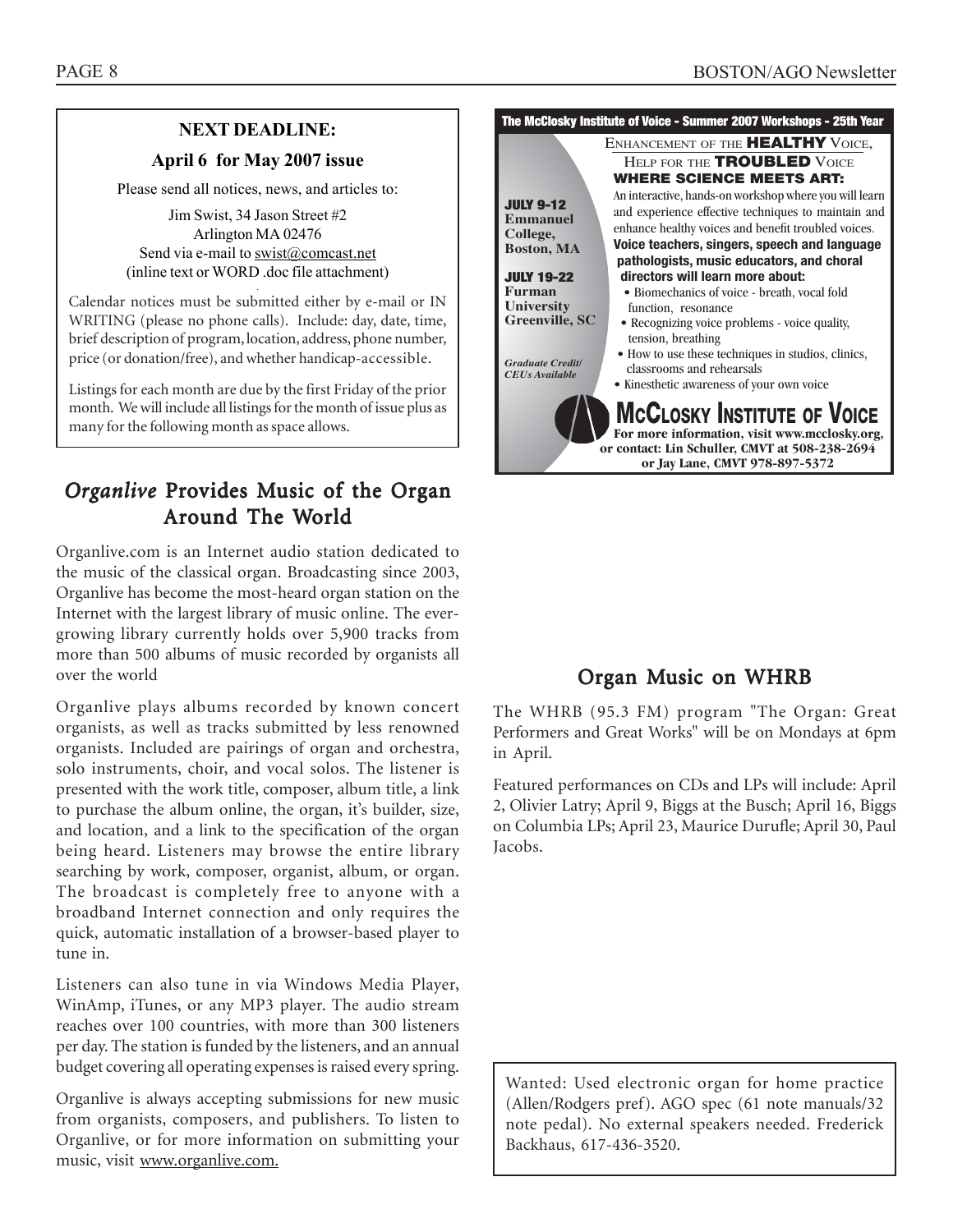**NEXT DEADLINE:**

**April 6 for May 2007 issue**

Please send all notices, news, and articles to:

Jim Swist, 34 Jason Street #2
Arlington MA 02476
Send via e-mail to swist@comcast.net
(inline text or WORD .doc file attachment)

Calendar notices must be submitted either by e-mail or IN WRITING (please no phone calls). Include: day, date, time, brief description of program, location, address, phone number, price (or donation/free), and whether handicap-accessible.

Listings for each month are due by the first Friday of the prior month. We will include all listings for the month of issue plus as many for the following month as space allows.

## *Organlive* Provides Music of the Organ Around The World

Organlive.com is an Internet audio station dedicated to the music of the classical organ. Broadcasting since 2003, Organlive has become the most-heard organ station on the Internet with the largest library of music online. The ever-growing library currently holds over 5,900 tracks from more than 500 albums of music recorded by organists all over the world

Organlive plays albums recorded by known concert organists, as well as tracks submitted by less renowned organists. Included are pairings of organ and orchestra, solo instruments, choir, and vocal solos. The listener is presented with the work title, composer, album title, a link to purchase the album online, the organ, it's builder, size, and location, and a link to the specification of the organ being heard. Listeners may browse the entire library searching by work, composer, organist, album, or organ. The broadcast is completely free to anyone with a broadband Internet connection and only requires the quick, automatic installation of a browser-based player to tune in.

Listeners can also tune in via Windows Media Player, WinAmp, iTunes, or any MP3 player. The audio stream reaches over 100 countries, with more than 300 listeners per day. The station is funded by the listeners, and an annual budget covering all operating expenses is raised every spring.

Organlive is always accepting submissions for new music from organists, composers, and publishers. To listen to Organlive, or for more information on submitting your music, visit www.organlive.com.

**The McClosky Institute of Voice - Summer 2007 Workshops - 25th Year**

ENHANCEMENT OF THE **HEALTHY** VOICE,
HELP FOR THE **TROUBLED** VOICE
**WHERE SCIENCE MEETS ART:**

**JULY 9-12**
**Emmanuel College, Boston, MA**

**JULY 19-22**
**Furman University Greenville, SC**

***Graduate Credit/ CEUs Available***

An interactive, hands-on workshop where you will learn and experience effective techniques to maintain and enhance healthy voices and benefit troubled voices.

**Voice teachers, singers, speech and language pathologists, music educators, and choral directors will learn more about:**

- Biomechanics of voice - breath, vocal fold function, resonance
- Recognizing voice problems - voice quality, tension, breathing
- How to use these techniques in studios, clinics, classrooms and rehearsals
- Kinesthetic awareness of your own voice

**MCCLOSKY INSTITUTE OF VOICE**

**For more information, visit www.mcclosky.org, or contact: Lin Schuller, CMVT at 508-238-2694 or Jay Lane, CMVT 978-897-5372**

## Organ Music on WHRB

The WHRB (95.3 FM) program "The Organ: Great Performers and Great Works" will be on Mondays at 6pm in April.

Featured performances on CDs and LPs will include: April 2, Olivier Latry; April 9, Biggs at the Busch; April 16, Biggs on Columbia LPs; April 23, Maurice Durufle; April 30, Paul Jacobs.

Wanted: Used electronic organ for home practice (Allen/Rodgers pref). AGO spec (61 note manuals/32 note pedal). No external speakers needed. Frederick Backhaus, 617-436-3520.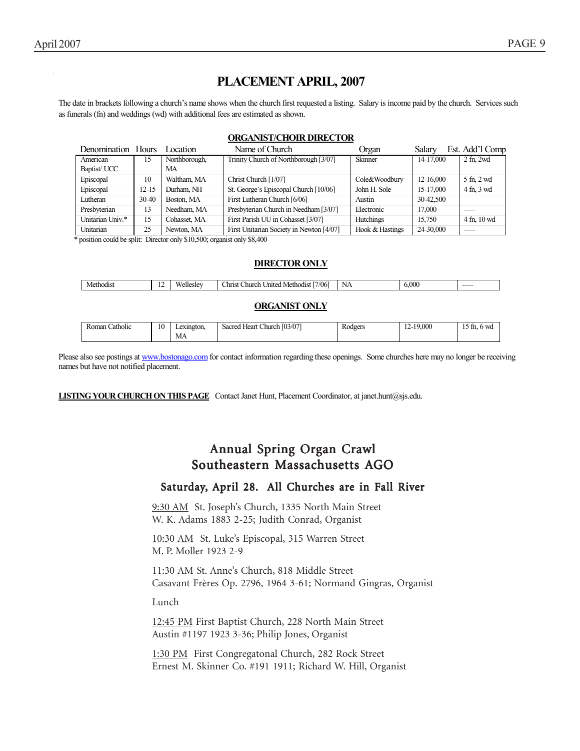# PLACEMENT APRIL, 2007

The date in brackets following a church's name shows when the church first requested a listing. Salary is income paid by the church. Services such as funerals (fn) and weddings (wd) with additional fees are estimated as shown.

### ORGANIST/CHOIR DIRECTOR

| Denomination | Hours | Location | Name of Church | Organ | Salary | Est. Add'l Comp |
|---|---|---|---|---|---|---|
| American Baptist/ UCC | 15 | Northborough, MA | Trinity Church of Northborough [3/07] | Skinner | 14-17,000 | 2 fn, 2wd |
| Episcopal | 10 | Waltham, MA | Christ Church [1/07] | Cole&Woodbury | 12-16,000 | 5 fn, 2 wd |
| Episcopal | 12-15 | Durham, NH | St. George's Episcopal Church [10/06] | John H. Sole | 15-17,000 | 4 fn, 3 wd |
| Lutheran | 30-40 | Boston, MA | First Lutheran Church [6/06] | Austin | 30-42,500 | |
| Presbyterian | 13 | Needham, MA | Presbyterian Church in Needham [3/07] | Electronic | 17,000 | ----- |
| Unitarian Univ.* | 15 | Cohasset, MA | First Parish UU in Cohasset [3/07] | Hutchings | 15,750 | 4 fn, 10 wd |
| Unitarian | 25 | Newton, MA | First Unitarian Society in Newton [4/07] | Hook & Hastings | 24-30,000 | ----- |

* position could be split: Director only $10,500; organist only $8,400

### DIRECTOR ONLY

| Denomination | Hours | Location | Name of Church | Organ | Salary | Est. Add'l Comp |
|---|---|---|---|---|---|---|
| Methodist | 12 | Wellesley | Christ Church United Methodist [7/06] | NA | 6,000 | ----- |

### ORGANIST ONLY

| Denomination | Hours | Location | Name of Church | Organ | Salary | Est. Add'l Comp |
|---|---|---|---|---|---|---|
| Roman Catholic | 10 | Lexington, MA | Sacred Heart Church [03/07] | Rodgers | 12-19,000 | 15 fn, 6 wd |

Please also see postings at www.bostonago.com for contact information regarding these openings. Some churches here may no longer be receiving names but have not notified placement.

**LISTING YOUR CHURCH ON THIS PAGE** Contact Janet Hunt, Placement Coordinator, at janet.hunt@sjs.edu.

## Annual Spring Organ Crawl
## Southeastern Massachusetts AGO

### Saturday, April 28. All Churches are in Fall River

9:30 AM St. Joseph's Church, 1335 North Main Street
W. K. Adams 1883 2-25; Judith Conrad, Organist

10:30 AM St. Luke's Episcopal, 315 Warren Street
M. P. Moller 1923 2-9

11:30 AM St. Anne's Church, 818 Middle Street
Casavant Frères Op. 2796, 1964 3-61; Normand Gingras, Organist

Lunch

12:45 PM First Baptist Church, 228 North Main Street
Austin #1197 1923 3-36; Philip Jones, Organist

1:30 PM First Congregatonal Church, 282 Rock Street
Ernest M. Skinner Co. #191 1911; Richard W. Hill, Organist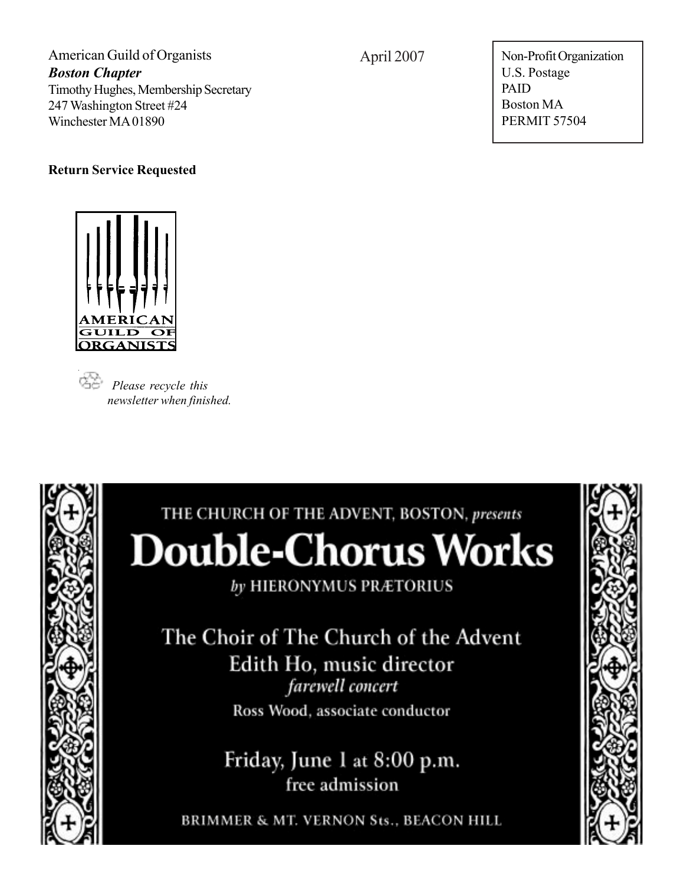American Guild of Organists
***Boston Chapter***
Timothy Hughes, Membership Secretary
247 Washington Street #24
Winchester MA 01890

April 2007

Non-Profit Organization
U.S. Postage
PAID
Boston MA
PERMIT 57504

**Return Service Requested**

AMERICAN GUILD OF ORGANISTS

*Please recycle this newsletter when finished.*

THE CHURCH OF THE ADVENT, BOSTON, *presents*

# Double-Chorus Works

*by* HIERONYMUS PRÆTORIUS

The Choir of The Church of the Advent
Edith Ho, music director
*farewell concert*
Ross Wood, associate conductor

Friday, June 1 at 8:00 p.m.
free admission

BRIMMER & MT. VERNON Sts., BEACON HILL